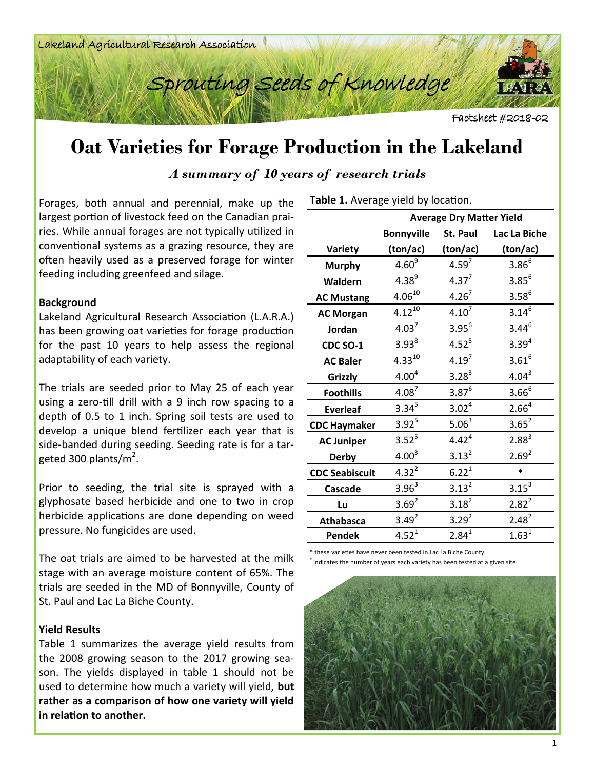Lakeland Agricultural Research Association

Sprouting Seeds of Knowledge

Factsheet #2018-02

# Oat Varieties for Forage Production in the Lakeland

*A summary of 10 years of research trials*

Forages, both annual and perennial, make up the largest portion of livestock feed on the Canadian prairies. While annual forages are not typically utilized in conventional systems as a grazing resource, they are often heavily used as a preserved forage for winter feeding including greenfeed and silage.

### Background

Lakeland Agricultural Research Association (L.A.R.A.) has been growing oat varieties for forage production for the past 10 years to help assess the regional adaptability of each variety.

The trials are seeded prior to May 25 of each year using a zero-till drill with a 9 inch row spacing to a depth of 0.5 to 1 inch. Spring soil tests are used to develop a unique blend fertilizer each year that is side-banded during seeding. Seeding rate is for a targeted 300 plants/m$^2$.

Prior to seeding, the trial site is sprayed with a glyphosate based herbicide and one to two in crop herbicide applications are done depending on weed pressure. No fungicides are used.

The oat trials are aimed to be harvested at the milk stage with an average moisture content of 65%. The trials are seeded in the MD of Bonnyville, County of St. Paul and Lac La Biche County.

### Yield Results

Table 1 summarizes the average yield results from the 2008 growing season to the 2017 growing season. The yields displayed in table 1 should not be used to determine how much a variety will yield, **but rather as a comparison of how one variety will yield in relation to another.**

**Table 1.** Average yield by location.

| | Average Dry Matter Yield | | |
|---|---|---|---|
| Variety | Bonnyville (ton/ac) | St. Paul (ton/ac) | Lac La Biche (ton/ac) |
| **Murphy** | $4.60^{9}$ | $4.59^{7}$ | $3.86^{6}$ |
| **Waldern** | $4.38^{9}$ | $4.37^{7}$ | $3.85^{6}$ |
| **AC Mustang** | $4.06^{10}$ | $4.26^{7}$ | $3.58^{6}$ |
| **AC Morgan** | $4.12^{10}$ | $4.10^{7}$ | $3.14^{6}$ |
| **Jordan** | $4.03^{7}$ | $3.95^{6}$ | $3.44^{6}$ |
| **CDC SO-1** | $3.93^{8}$ | $4.52^{5}$ | $3.39^{4}$ |
| **AC Baler** | $4.33^{10}$ | $4.19^{7}$ | $3.61^{6}$ |
| **Grizzly** | $4.00^{4}$ | $3.28^{3}$ | $4.04^{3}$ |
| **Foothills** | $4.08^{7}$ | $3.87^{6}$ | $3.66^{6}$ |
| **Everleaf** | $3.34^{5}$ | $3.02^{4}$ | $2.66^{4}$ |
| **CDC Haymaker** | $3.92^{5}$ | $5.06^{3}$ | $3.65^{2}$ |
| **AC Juniper** | $3.52^{5}$ | $4.42^{4}$ | $2.88^{3}$ |
| **Derby** | $4.00^{3}$ | $3.13^{2}$ | $2.69^{2}$ |
| **CDC Seabiscuit** | $4.32^{2}$ | $6.22^{1}$ | * |
| **Cascade** | $3.96^{3}$ | $3.13^{2}$ | $3.15^{3}$ |
| **Lu** | $3.69^{2}$ | $3.18^{2}$ | $2.82^{2}$ |
| **Athabasca** | $3.49^{2}$ | $3.29^{2}$ | $2.48^{2}$ |
| **Pendek** | $4.52^{1}$ | $2.84^{1}$ | $1.63^{1}$ |

\* these varieties have never been tested in Lac La Biche County.

# indicates the number of years each variety has been tested at a given site.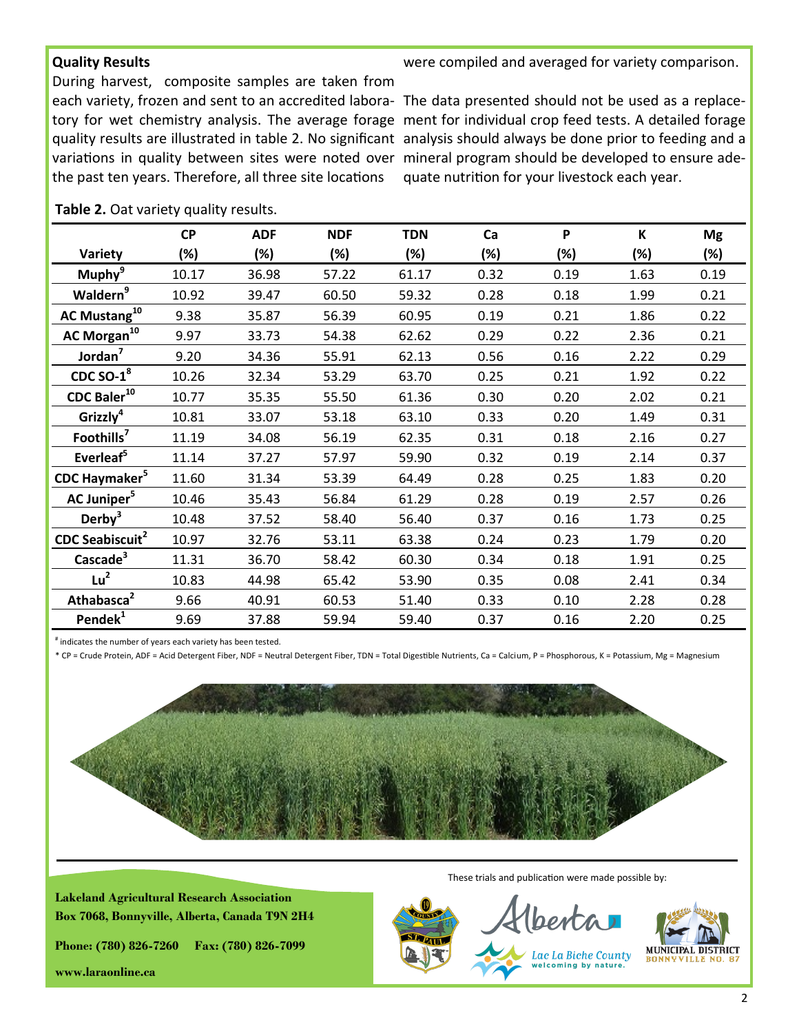**Quality Results**

During harvest, composite samples are taken from each variety, frozen and sent to an accredited laboratory for wet chemistry analysis. The average forage quality results are illustrated in table 2. No significant variations in quality between sites were noted over the past ten years. Therefore, all three site locations were compiled and averaged for variety comparison.

The data presented should not be used as a replacement for individual crop feed tests. A detailed forage analysis should always be done prior to feeding and a mineral program should be developed to ensure adequate nutrition for your livestock each year.

**Table 2.** Oat variety quality results.

| Variety | CP (%) | ADF (%) | NDF (%) | TDN (%) | Ca (%) | P (%) | K (%) | Mg (%) |
|---|---|---|---|---|---|---|---|---|
| Muphy[9] | 10.17 | 36.98 | 57.22 | 61.17 | 0.32 | 0.19 | 1.63 | 0.19 |
| Waldern[9] | 10.92 | 39.47 | 60.50 | 59.32 | 0.28 | 0.18 | 1.99 | 0.21 |
| AC Mustang[10] | 9.38 | 35.87 | 56.39 | 60.95 | 0.19 | 0.21 | 1.86 | 0.22 |
| AC Morgan[10] | 9.97 | 33.73 | 54.38 | 62.62 | 0.29 | 0.22 | 2.36 | 0.21 |
| Jordan[7] | 9.20 | 34.36 | 55.91 | 62.13 | 0.56 | 0.16 | 2.22 | 0.29 |
| CDC SO-1[8] | 10.26 | 32.34 | 53.29 | 63.70 | 0.25 | 0.21 | 1.92 | 0.22 |
| CDC Baler[10] | 10.77 | 35.35 | 55.50 | 61.36 | 0.30 | 0.20 | 2.02 | 0.21 |
| Grizzly[4] | 10.81 | 33.07 | 53.18 | 63.10 | 0.33 | 0.20 | 1.49 | 0.31 |
| Foothills[7] | 11.19 | 34.08 | 56.19 | 62.35 | 0.31 | 0.18 | 2.16 | 0.27 |
| Everleaf[5] | 11.14 | 37.27 | 57.97 | 59.90 | 0.32 | 0.19 | 2.14 | 0.37 |
| CDC Haymaker[5] | 11.60 | 31.34 | 53.39 | 64.49 | 0.28 | 0.25 | 1.83 | 0.20 |
| AC Juniper[5] | 10.46 | 35.43 | 56.84 | 61.29 | 0.28 | 0.19 | 2.57 | 0.26 |
| Derby[3] | 10.48 | 37.52 | 58.40 | 56.40 | 0.37 | 0.16 | 1.73 | 0.25 |
| CDC Seabiscuit[2] | 10.97 | 32.76 | 53.11 | 63.38 | 0.24 | 0.23 | 1.79 | 0.20 |
| Cascade[3] | 11.31 | 36.70 | 58.42 | 60.30 | 0.34 | 0.18 | 1.91 | 0.25 |
| Lu[2] | 10.83 | 44.98 | 65.42 | 53.90 | 0.35 | 0.08 | 2.41 | 0.34 |
| Athabasca[2] | 9.66 | 40.91 | 60.53 | 51.40 | 0.33 | 0.10 | 2.28 | 0.28 |
| Pendek[1] | 9.69 | 37.88 | 59.94 | 59.40 | 0.37 | 0.16 | 2.20 | 0.25 |

[#] indicates the number of years each variety has been tested.

\* CP = Crude Protein, ADF = Acid Detergent Fiber, NDF = Neutral Detergent Fiber, TDN = Total Digestible Nutrients, Ca = Calcium, P = Phosphorous, K = Potassium, Mg = Magnesium

**Lakeland Agricultural Research Association**
**Box 7068, Bonnyville, Alberta, Canada T9N 2H4**

**Phone: (780) 826-7260 Fax: (780) 826-7099**

**www.laraonline.ca**

These trials and publication were made possible by: